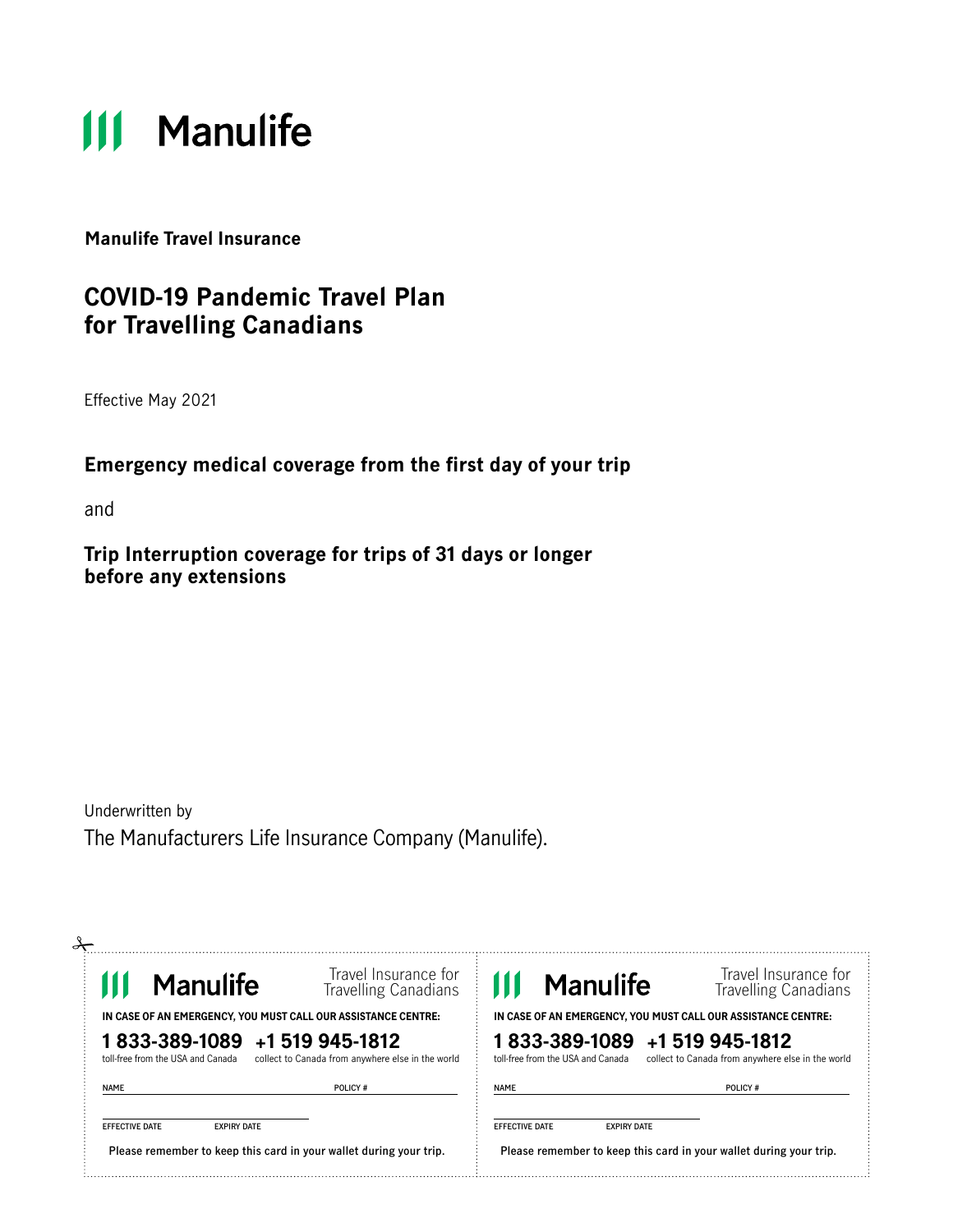# Manulife

**Manulife Travel Insurance**

## COVID-19 Pandemic Travel Plan for Travelling Canadians

Effective May 2021

**Emergency medical coverage from the first day of your trip**

and

**Trip Interruption coverage for trips of 31 days or longer before any extensions**

Underwritten by

The Manufacturers Life Insurance Company (Manulife).

---

**Manulife** — Travel Insurance for Travelling Canadians

**IN CASE OF AN EMERGENCY, YOU MUST CALL OUR ASSISTANCE CENTRE:**

**1 833-389-1089** toll-free from the USA and Canada

**+1 519 945-1812** collect to Canada from anywhere else in the world

NAME ____________________ POLICY # ____________________

EFFECTIVE DATE ____________ EXPIRY DATE ____________

Please remember to keep this card in your wallet during your trip.

---

**Manulife** — Travel Insurance for Travelling Canadians

**IN CASE OF AN EMERGENCY, YOU MUST CALL OUR ASSISTANCE CENTRE:**

**1 833-389-1089** toll-free from the USA and Canada

**+1 519 945-1812** collect to Canada from anywhere else in the world

NAME ____________________ POLICY # ____________________

EFFECTIVE DATE ____________ EXPIRY DATE ____________

Please remember to keep this card in your wallet during your trip.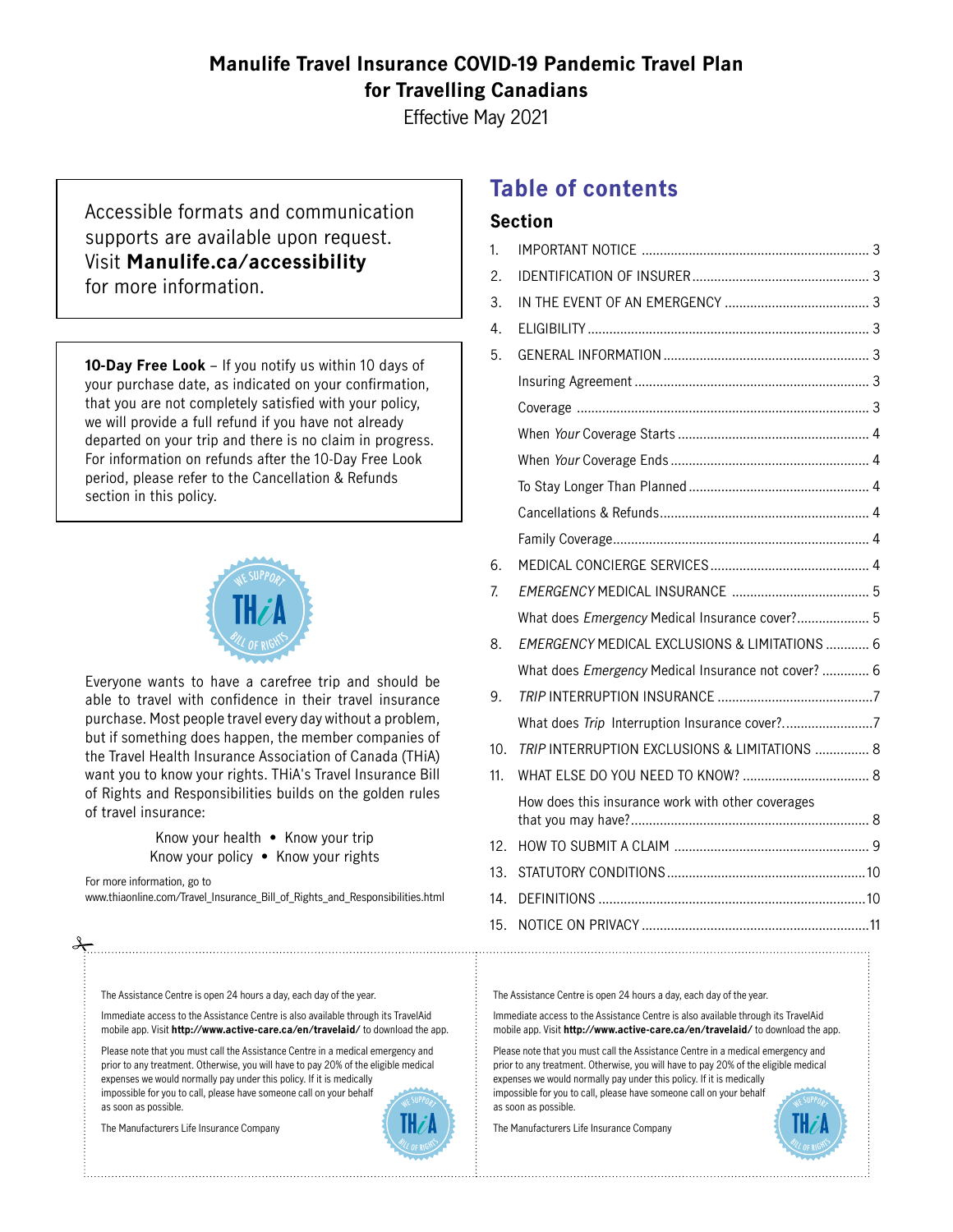# Manulife Travel Insurance COVID-19 Pandemic Travel Plan for Travelling Canadians

Effective May 2021

Accessible formats and communication supports are available upon request. Visit **Manulife.ca/accessibility** for more information.

**10-Day Free Look** – If you notify us within 10 days of your purchase date, as indicated on your confirmation, that you are not completely satisfied with your policy, we will provide a full refund if you have not already departed on your trip and there is no claim in progress. For information on refunds after the 10-Day Free Look period, please refer to the Cancellation & Refunds section in this policy.

WE SUPPORT THiA BILL OF RIGHTS

Everyone wants to have a carefree trip and should be able to travel with confidence in their travel insurance purchase. Most people travel every day without a problem, but if something does happen, the member companies of the Travel Health Insurance Association of Canada (THiA) want you to know your rights. THiA's Travel Insurance Bill of Rights and Responsibilities builds on the golden rules of travel insurance:

Know your health • Know your trip
Know your policy • Know your rights

For more information, go to
www.thiaonline.com/Travel_Insurance_Bill_of_Rights_and_Responsibilities.html

## Table of contents

### Section

1. IMPORTANT NOTICE ..... 3
2. IDENTIFICATION OF INSURER ..... 3
3. IN THE EVENT OF AN EMERGENCY ..... 3
4. ELIGIBILITY ..... 3
5. GENERAL INFORMATION ..... 3
   - Insuring Agreement ..... 3
   - Coverage ..... 3
   - When *Your* Coverage Starts ..... 4
   - When *Your* Coverage Ends ..... 4
   - To Stay Longer Than Planned ..... 4
   - Cancellations & Refunds ..... 4
   - Family Coverage ..... 4
6. MEDICAL CONCIERGE SERVICES ..... 4
7. *EMERGENCY* MEDICAL INSURANCE ..... 5
   - What does *Emergency* Medical Insurance cover? ..... 5
8. *EMERGENCY* MEDICAL EXCLUSIONS & LIMITATIONS ..... 6
   - What does *Emergency* Medical Insurance not cover? ..... 6
9. *TRIP* INTERRUPTION INSURANCE ..... 7
   - What does *Trip* Interruption Insurance cover? ..... 7
10. *TRIP* INTERRUPTION EXCLUSIONS & LIMITATIONS ..... 8
11. WHAT ELSE DO YOU NEED TO KNOW? ..... 8
    - How does this insurance work with other coverages that you may have? ..... 8
12. HOW TO SUBMIT A CLAIM ..... 9
13. STATUTORY CONDITIONS ..... 10
14. DEFINITIONS ..... 10
15. NOTICE ON PRIVACY ..... 11

---

The Assistance Centre is open 24 hours a day, each day of the year.

Immediate access to the Assistance Centre is also available through its TravelAid mobile app. Visit **http://www.active-care.ca/en/travelaid/** to download the app.

Please note that you must call the Assistance Centre in a medical emergency and prior to any treatment. Otherwise, you will have to pay 20% of the eligible medical expenses we would normally pay under this policy. If it is medically impossible for you to call, please have someone call on your behalf as soon as possible.

The Manufacturers Life Insurance Company

---

The Assistance Centre is open 24 hours a day, each day of the year.

Immediate access to the Assistance Centre is also available through its TravelAid mobile app. Visit **http://www.active-care.ca/en/travelaid/** to download the app.

Please note that you must call the Assistance Centre in a medical emergency and prior to any treatment. Otherwise, you will have to pay 20% of the eligible medical expenses we would normally pay under this policy. If it is medically impossible for you to call, please have someone call on your behalf as soon as possible.

The Manufacturers Life Insurance Company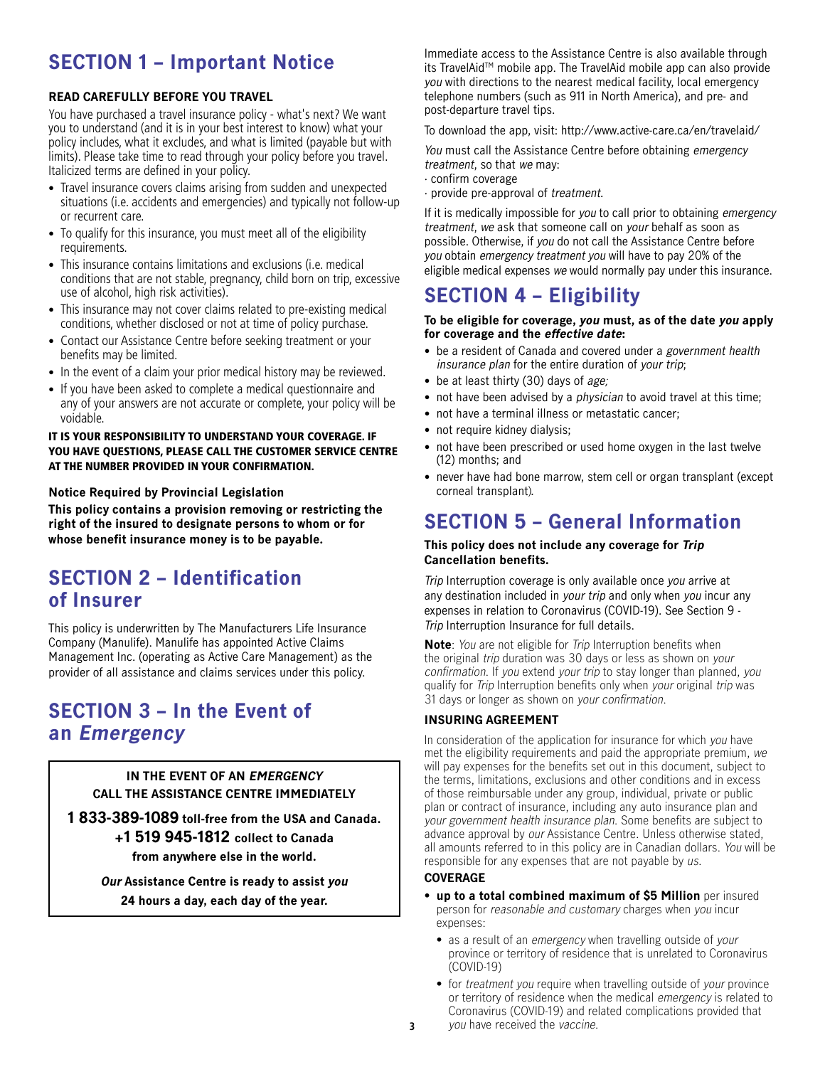## SECTION 1 – Important Notice

**READ CAREFULLY BEFORE YOU TRAVEL**

You have purchased a travel insurance policy - what's next? We want you to understand (and it is in your best interest to know) what your policy includes, what it excludes, and what is limited (payable but with limits). Please take time to read through your policy before you travel. Italicized terms are defined in your policy.

- Travel insurance covers claims arising from sudden and unexpected situations (i.e. accidents and emergencies) and typically not follow-up or recurrent care.
- To qualify for this insurance, you must meet all of the eligibility requirements.
- This insurance contains limitations and exclusions (i.e. medical conditions that are not stable, pregnancy, child born on trip, excessive use of alcohol, high risk activities).
- This insurance may not cover claims related to pre-existing medical conditions, whether disclosed or not at time of policy purchase.
- Contact our Assistance Centre before seeking treatment or your benefits may be limited.
- In the event of a claim your prior medical history may be reviewed.
- If you have been asked to complete a medical questionnaire and any of your answers are not accurate or complete, your policy will be voidable.

**IT IS YOUR RESPONSIBILITY TO UNDERSTAND YOUR COVERAGE. IF YOU HAVE QUESTIONS, PLEASE CALL THE CUSTOMER SERVICE CENTRE AT THE NUMBER PROVIDED IN YOUR CONFIRMATION.**

**Notice Required by Provincial Legislation**

**This policy contains a provision removing or restricting the right of the insured to designate persons to whom or for whose benefit insurance money is to be payable.**

## SECTION 2 – Identification of Insurer

This policy is underwritten by The Manufacturers Life Insurance Company (Manulife). Manulife has appointed Active Claims Management Inc. (operating as Active Care Management) as the provider of all assistance and claims services under this policy.

## SECTION 3 – In the Event of an *Emergency*

**IN THE EVENT OF AN *EMERGENCY* CALL THE ASSISTANCE CENTRE IMMEDIATELY**

**1 833-389-1089 toll-free from the USA and Canada.**
**+1 519 945-1812 collect to Canada from anywhere else in the world.**

***Our* Assistance Centre is ready to assist *you* 24 hours a day, each day of the year.**

Immediate access to the Assistance Centre is also available through its TravelAid™ mobile app. The TravelAid mobile app can also provide *you* with directions to the nearest medical facility, local emergency telephone numbers (such as 911 in North America), and pre- and post-departure travel tips.

To download the app, visit: http://www.active-care.ca/en/travelaid/

*You* must call the Assistance Centre before obtaining *emergency treatment*, so that *we* may:

- confirm coverage
- provide pre-approval of *treatment*.

If it is medically impossible for *you* to call prior to obtaining *emergency treatment*, *we* ask that someone call on *your* behalf as soon as possible. Otherwise, if *you* do not call the Assistance Centre before *you* obtain *emergency treatment you* will have to pay 20% of the eligible medical expenses *we* would normally pay under this insurance.

## SECTION 4 – Eligibility

**To be eligible for coverage, *you* must, as of the date *you* apply for coverage and the *effective date*:**

- be a resident of Canada and covered under a *government health insurance plan* for the entire duration of *your trip*;
- be at least thirty (30) days of *age;*
- not have been advised by a *physician* to avoid travel at this time;
- not have a terminal illness or metastatic cancer;
- not require kidney dialysis;
- not have been prescribed or used home oxygen in the last twelve (12) months; and
- never have had bone marrow, stem cell or organ transplant (except corneal transplant).

## SECTION 5 – General Information

**This policy does not include any coverage for *Trip* Cancellation benefits.**

*Trip* Interruption coverage is only available once *you* arrive at any destination included in *your trip* and only when *you* incur any expenses in relation to Coronavirus (COVID-19). See Section 9 - *Trip* Interruption Insurance for full details.

**Note**: *You* are not eligible for *Trip* Interruption benefits when the original *trip* duration was 30 days or less as shown on *your confirmation*. If *you* extend *your trip* to stay longer than planned, *you* qualify for *Trip* Interruption benefits only when *your* original *trip* was 31 days or longer as shown on *your confirmation*.

**INSURING AGREEMENT**

In consideration of the application for insurance for which *you* have met the eligibility requirements and paid the appropriate premium, *we* will pay expenses for the benefits set out in this document, subject to the terms, limitations, exclusions and other conditions and in excess of those reimbursable under any group, individual, private or public plan or contract of insurance, including any auto insurance plan and *your government health insurance plan*. Some benefits are subject to advance approval by *our* Assistance Centre. Unless otherwise stated, all amounts referred to in this policy are in Canadian dollars. *You* will be responsible for any expenses that are not payable by *us*.

**COVERAGE**

- **up to a total combined maximum of $5 Million** per insured person for *reasonable and customary* charges when *you* incur expenses:
  - as a result of an *emergency* when travelling outside of *your* province or territory of residence that is unrelated to Coronavirus (COVID-19)
  - for *treatment you* require when travelling outside of *your* province or territory of residence when the medical *emergency* is related to Coronavirus (COVID-19) and related complications provided that *you* have received the *vaccine*.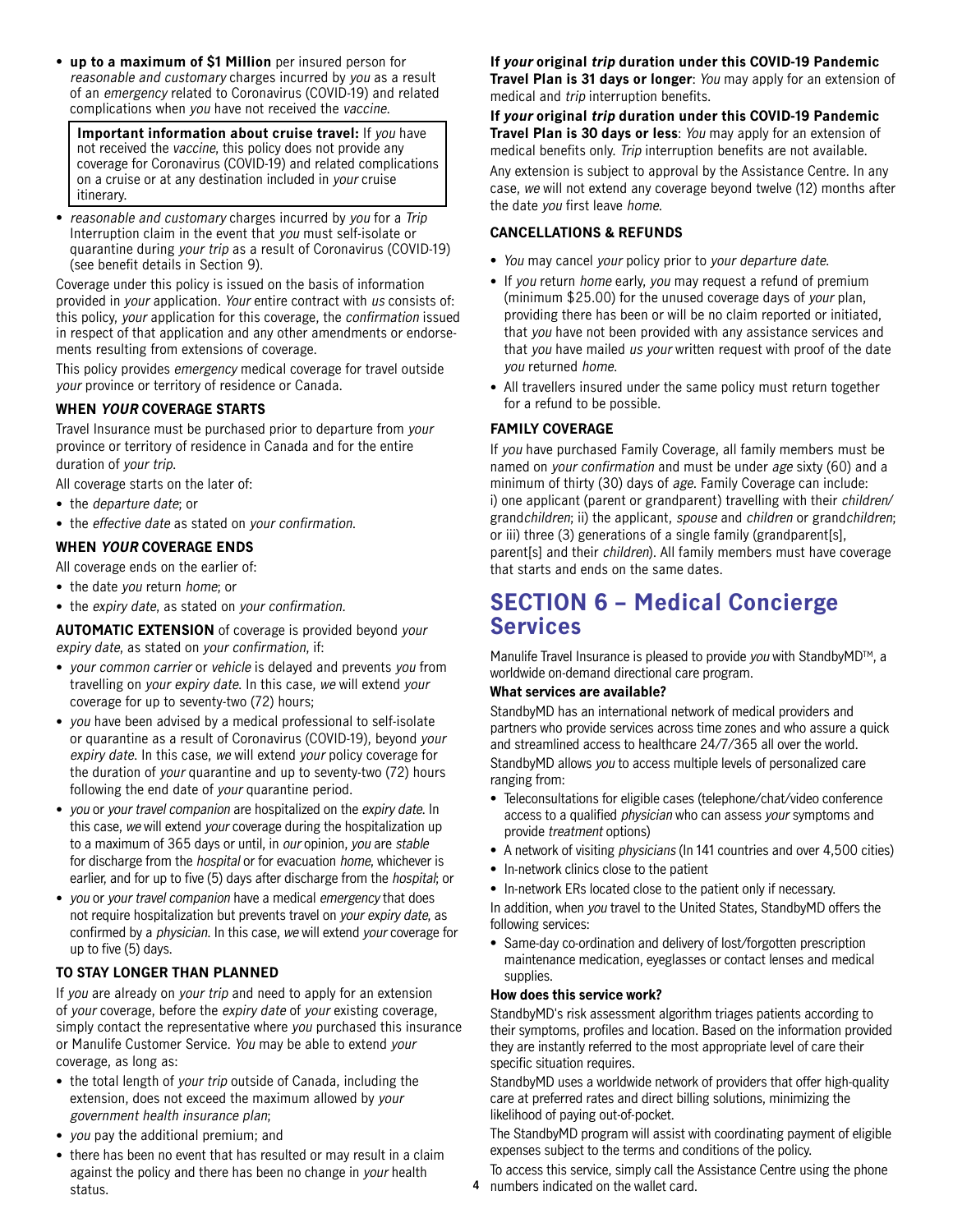- **up to a maximum of $1 Million** per insured person for *reasonable and customary* charges incurred by *you* as a result of an *emergency* related to Coronavirus (COVID-19) and related complications when *you* have not received the *vaccine*.

> **Important information about cruise travel:** If *you* have not received the *vaccine*, this policy does not provide any coverage for Coronavirus (COVID-19) and related complications on a cruise or at any destination included in *your* cruise itinerary.

- *reasonable and customary* charges incurred by *you* for a *Trip* Interruption claim in the event that *you* must self-isolate or quarantine during *your trip* as a result of Coronavirus (COVID-19) (see benefit details in Section 9).

Coverage under this policy is issued on the basis of information provided in *your* application. *Your* entire contract with *us* consists of: this policy, *your* application for this coverage, the *confirmation* issued in respect of that application and any other amendments or endorsements resulting from extensions of coverage.

This policy provides *emergency* medical coverage for travel outside *your* province or territory of residence or Canada.

### WHEN *YOUR* COVERAGE STARTS

Travel Insurance must be purchased prior to departure from *your* province or territory of residence in Canada and for the entire duration of *your trip*.

All coverage starts on the later of:

- the *departure date*; or
- the *effective date* as stated on *your confirmation*.

### WHEN *YOUR* COVERAGE ENDS

All coverage ends on the earlier of:

- the date *you* return *home*; or
- the *expiry date*, as stated on *your confirmation*.

**AUTOMATIC EXTENSION** of coverage is provided beyond *your expiry date*, as stated on *your confirmation*, if:

- *your common carrier* or *vehicle* is delayed and prevents *you* from travelling on *your expiry date*. In this case, *we* will extend *your* coverage for up to seventy-two (72) hours;
- *you* have been advised by a medical professional to self-isolate or quarantine as a result of Coronavirus (COVID-19), beyond *your expiry date*. In this case, *we* will extend *your* policy coverage for the duration of *your* quarantine and up to seventy-two (72) hours following the end date of *your* quarantine period.
- *you* or *your travel companion* are hospitalized on the *expiry date*. In this case, *we* will extend *your* coverage during the hospitalization up to a maximum of 365 days or until, in *our* opinion, *you* are *stable* for discharge from the *hospital* or for evacuation *home*, whichever is earlier, and for up to five (5) days after discharge from the *hospital*; or
- *you* or *your travel companion* have a medical *emergency* that does not require hospitalization but prevents travel on *your expiry date*, as confirmed by a *physician*. In this case, *we* will extend *your* coverage for up to five (5) days.

### TO STAY LONGER THAN PLANNED

If *you* are already on *your trip* and need to apply for an extension of *your* coverage, before the *expiry date* of *your* existing coverage, simply contact the representative where *you* purchased this insurance or Manulife Customer Service. *You* may be able to extend *your* coverage, as long as:

- the total length of *your trip* outside of Canada, including the extension, does not exceed the maximum allowed by *your government health insurance plan*;
- *you* pay the additional premium; and
- there has been no event that has resulted or may result in a claim against the policy and there has been no change in *your* health status.

**If *your* original *trip* duration under this COVID-19 Pandemic Travel Plan is 31 days or longer**: *You* may apply for an extension of medical and *trip* interruption benefits.

**If *your* original *trip* duration under this COVID-19 Pandemic Travel Plan is 30 days or less**: *You* may apply for an extension of medical benefits only. *Trip* interruption benefits are not available.

Any extension is subject to approval by the Assistance Centre. In any case, *we* will not extend any coverage beyond twelve (12) months after the date *you* first leave *home*.

### CANCELLATIONS & REFUNDS

- *You* may cancel *your* policy prior to *your departure date*.
- If *you* return *home* early, *you* may request a refund of premium (minimum $25.00) for the unused coverage days of *your* plan, providing there has been or will be no claim reported or initiated, that *you* have not been provided with any assistance services and that *you* have mailed *us your* written request with proof of the date *you* returned *home*.
- All travellers insured under the same policy must return together for a refund to be possible.

### FAMILY COVERAGE

If *you* have purchased Family Coverage, all family members must be named on *your confirmation* and must be under *age* sixty (60) and a minimum of thirty (30) days of *age*. Family Coverage can include: i) one applicant (parent or grandparent) travelling with their *children*/grand*children*; ii) the applicant, *spouse* and *children* or grand*children*; or iii) three (3) generations of a single family (grandparent[s], parent[s] and their *children*). All family members must have coverage that starts and ends on the same dates.

## SECTION 6 – Medical Concierge Services

Manulife Travel Insurance is pleased to provide *you* with StandbyMD™, a worldwide on-demand directional care program.

**What services are available?**

StandbyMD has an international network of medical providers and partners who provide services across time zones and who assure a quick and streamlined access to healthcare 24/7/365 all over the world.

StandbyMD allows *you* to access multiple levels of personalized care ranging from:

- Teleconsultations for eligible cases (telephone/chat/video conference access to a qualified *physician* who can assess *your* symptoms and provide *treatment* options)
- A network of visiting *physicians* (In 141 countries and over 4,500 cities)
- In-network clinics close to the patient
- In-network ERs located close to the patient only if necessary.

In addition, when *you* travel to the United States, StandbyMD offers the following services:

- Same-day co-ordination and delivery of lost/forgotten prescription maintenance medication, eyeglasses or contact lenses and medical supplies.

**How does this service work?**

StandbyMD's risk assessment algorithm triages patients according to their symptoms, profiles and location. Based on the information provided they are instantly referred to the most appropriate level of care their specific situation requires.

StandbyMD uses a worldwide network of providers that offer high-quality care at preferred rates and direct billing solutions, minimizing the likelihood of paying out-of-pocket.

The StandbyMD program will assist with coordinating payment of eligible expenses subject to the terms and conditions of the policy.

To access this service, simply call the Assistance Centre using the phone numbers indicated on the wallet card.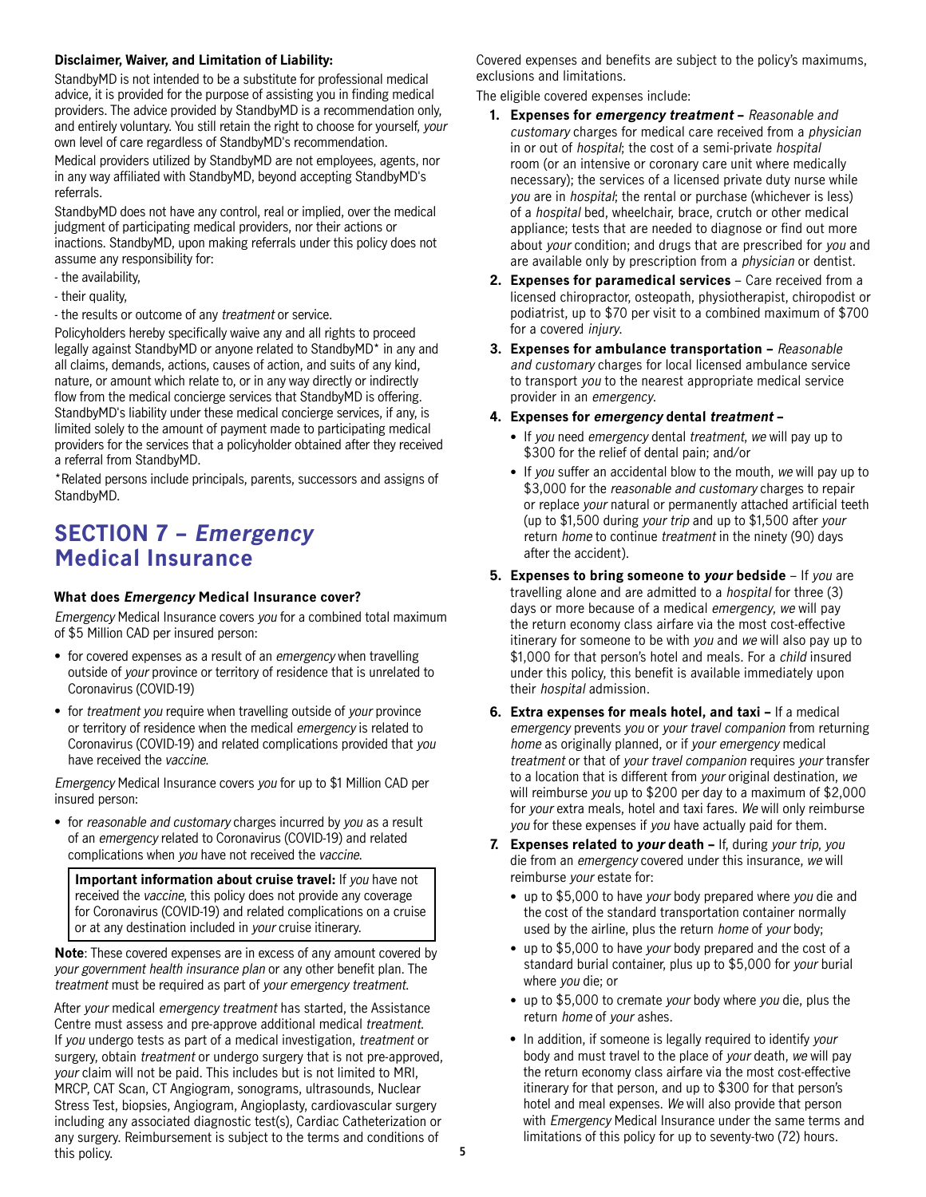**Disclaimer, Waiver, and Limitation of Liability:**

StandbyMD is not intended to be a substitute for professional medical advice, it is provided for the purpose of assisting you in finding medical providers. The advice provided by StandbyMD is a recommendation only, and entirely voluntary. You still retain the right to choose for yourself, *your* own level of care regardless of StandbyMD's recommendation.

Medical providers utilized by StandbyMD are not employees, agents, nor in any way affiliated with StandbyMD, beyond accepting StandbyMD's referrals.

StandbyMD does not have any control, real or implied, over the medical judgment of participating medical providers, nor their actions or inactions. StandbyMD, upon making referrals under this policy does not assume any responsibility for:

- the availability,
- their quality,
- the results or outcome of any *treatment* or service.

Policyholders hereby specifically waive any and all rights to proceed legally against StandbyMD or anyone related to StandbyMD* in any and all claims, demands, actions, causes of action, and suits of any kind, nature, or amount which relate to, or in any way directly or indirectly flow from the medical concierge services that StandbyMD is offering. StandbyMD's liability under these medical concierge services, if any, is limited solely to the amount of payment made to participating medical providers for the services that a policyholder obtained after they received a referral from StandbyMD.

*Related persons include principals, parents, successors and assigns of StandbyMD.

# SECTION 7 – *Emergency* Medical Insurance

### What does *Emergency* Medical Insurance cover?

*Emergency* Medical Insurance covers *you* for a combined total maximum of $5 Million CAD per insured person:

- for covered expenses as a result of an *emergency* when travelling outside of *your* province or territory of residence that is unrelated to Coronavirus (COVID-19)
- for *treatment you* require when travelling outside of *your* province or territory of residence when the medical *emergency* is related to Coronavirus (COVID-19) and related complications provided that *you* have received the *vaccine*.

*Emergency* Medical Insurance covers *you* for up to $1 Million CAD per insured person:

- for *reasonable and customary* charges incurred by *you* as a result of an *emergency* related to Coronavirus (COVID-19) and related complications when *you* have not received the *vaccine*.

> **Important information about cruise travel:** If *you* have not received the *vaccine*, this policy does not provide any coverage for Coronavirus (COVID-19) and related complications on a cruise or at any destination included in *your* cruise itinerary.

**Note**: These covered expenses are in excess of any amount covered by *your government health insurance plan* or any other benefit plan. The *treatment* must be required as part of *your emergency treatment*.

After *your* medical *emergency treatment* has started, the Assistance Centre must assess and pre-approve additional medical *treatment*. If *you* undergo tests as part of a medical investigation, *treatment* or surgery, obtain *treatment* or undergo surgery that is not pre-approved, *your* claim will not be paid. This includes but is not limited to MRI, MRCP, CAT Scan, CT Angiogram, sonograms, ultrasounds, Nuclear Stress Test, biopsies, Angiogram, Angioplasty, cardiovascular surgery including any associated diagnostic test(s), Cardiac Catheterization or any surgery. Reimbursement is subject to the terms and conditions of this policy.

Covered expenses and benefits are subject to the policy's maximums, exclusions and limitations.

The eligible covered expenses include:

1. **Expenses for *emergency treatment* –** *Reasonable and customary* charges for medical care received from a *physician* in or out of *hospital*; the cost of a semi-private *hospital* room (or an intensive or coronary care unit where medically necessary); the services of a licensed private duty nurse while *you* are in *hospital*; the rental or purchase (whichever is less) of a *hospital* bed, wheelchair, brace, crutch or other medical appliance; tests that are needed to diagnose or find out more about *your* condition; and drugs that are prescribed for *you* and are available only by prescription from a *physician* or dentist.
2. **Expenses for paramedical services** – Care received from a licensed chiropractor, osteopath, physiotherapist, chiropodist or podiatrist, up to $70 per visit to a combined maximum of $700 for a covered *injury*.
3. **Expenses for ambulance transportation –** *Reasonable and customary* charges for local licensed ambulance service to transport *you* to the nearest appropriate medical service provider in an *emergency*.
4. **Expenses for *emergency* dental *treatment* –**
   - If *you* need *emergency* dental *treatment*, *we* will pay up to $300 for the relief of dental pain; and/or
   - If *you* suffer an accidental blow to the mouth, *we* will pay up to $3,000 for the *reasonable and customary* charges to repair or replace *your* natural or permanently attached artificial teeth (up to $1,500 during *your trip* and up to $1,500 after *your* return *home* to continue *treatment* in the ninety (90) days after the accident).
5. **Expenses to bring someone to *your* bedside** – If *you* are travelling alone and are admitted to a *hospital* for three (3) days or more because of a medical *emergency*, *we* will pay the return economy class airfare via the most cost-effective itinerary for someone to be with *you* and *we* will also pay up to $1,000 for that person's hotel and meals. For a *child* insured under this policy, this benefit is available immediately upon their *hospital* admission.
6. **Extra expenses for meals hotel, and taxi –** If a medical *emergency* prevents *you* or *your travel companion* from returning *home* as originally planned, or if *your emergency* medical *treatment* or that of *your travel companion* requires *your* transfer to a location that is different from *your* original destination, *we* will reimburse *you* up to $200 per day to a maximum of $2,000 for *your* extra meals, hotel and taxi fares. *We* will only reimburse *you* for these expenses if *you* have actually paid for them.
7. **Expenses related to *your* death –** If, during *your trip*, *you* die from an *emergency* covered under this insurance, *we* will reimburse *your* estate for:
   - up to $5,000 to have *your* body prepared where *you* die and the cost of the standard transportation container normally used by the airline, plus the return *home* of *your* body;
   - up to $5,000 to have *your* body prepared and the cost of a standard burial container, plus up to $5,000 for *your* burial where *you* die; or
   - up to $5,000 to cremate *your* body where *you* die, plus the return *home* of *your* ashes.
   - In addition, if someone is legally required to identify *your* body and must travel to the place of *your* death, *we* will pay the return economy class airfare via the most cost-effective itinerary for that person, and up to $300 for that person's hotel and meal expenses. *We* will also provide that person with *Emergency* Medical Insurance under the same terms and limitations of this policy for up to seventy-two (72) hours.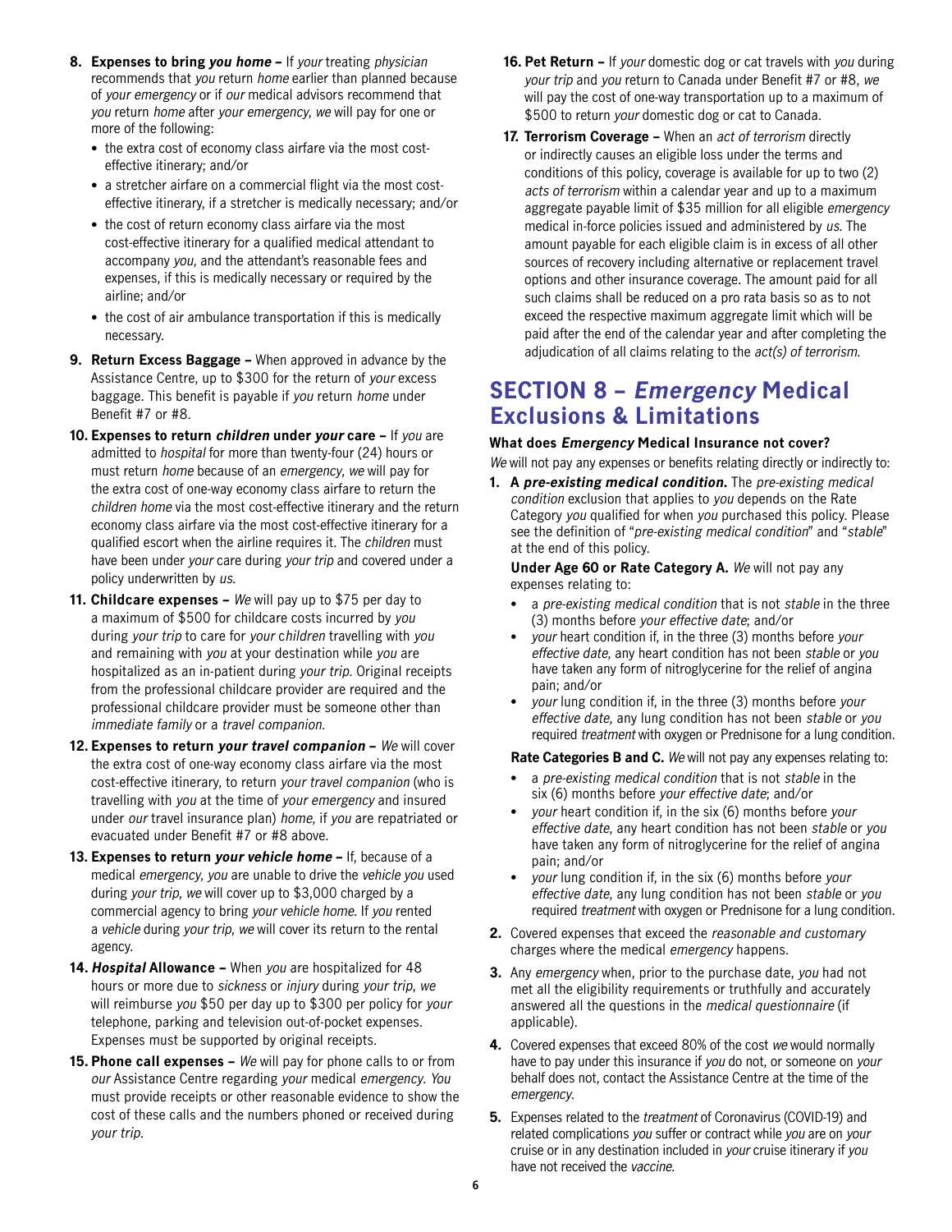8. **Expenses to bring *you home* –** If *your* treating *physician* recommends that *you* return *home* earlier than planned because of *your emergency* or if *our* medical advisors recommend that *you* return *home* after *your emergency*, *we* will pay for one or more of the following:
   - the extra cost of economy class airfare via the most cost-effective itinerary; and/or
   - a stretcher airfare on a commercial flight via the most cost-effective itinerary, if a stretcher is medically necessary; and/or
   - the cost of return economy class airfare via the most cost-effective itinerary for a qualified medical attendant to accompany *you*, and the attendant's reasonable fees and expenses, if this is medically necessary or required by the airline; and/or
   - the cost of air ambulance transportation if this is medically necessary.
9. **Return Excess Baggage –** When approved in advance by the Assistance Centre, up to $300 for the return of *your* excess baggage. This benefit is payable if *you* return *home* under Benefit #7 or #8.
10. **Expenses to return *children* under *your* care –** If *you* are admitted to *hospital* for more than twenty-four (24) hours or must return *home* because of an *emergency*, *we* will pay for the extra cost of one-way economy class airfare to return the *children home* via the most cost-effective itinerary and the return economy class airfare via the most cost-effective itinerary for a qualified escort when the airline requires it. The *children* must have been under *your* care during *your trip* and covered under a policy underwritten by *us*.
11. **Childcare expenses –** *We* will pay up to $75 per day to a maximum of $500 for childcare costs incurred by *you* during *your trip* to care for *your children* travelling with *you* and remaining with *you* at your destination while *you* are hospitalized as an in-patient during *your trip*. Original receipts from the professional childcare provider are required and the professional childcare provider must be someone other than *immediate family* or a *travel companion*.
12. **Expenses to return *your travel companion* –** *We* will cover the extra cost of one-way economy class airfare via the most cost-effective itinerary, to return *your travel companion* (who is travelling with *you* at the time of *your emergency* and insured under *our* travel insurance plan) *home*, if *you* are repatriated or evacuated under Benefit #7 or #8 above.
13. **Expenses to return *your vehicle home* –** If, because of a medical *emergency*, *you* are unable to drive the *vehicle you* used during *your trip*, *we* will cover up to $3,000 charged by a commercial agency to bring *your vehicle home*. If *you* rented a *vehicle* during *your trip*, *we* will cover its return to the rental agency.
14. ***Hospital* Allowance –** When *you* are hospitalized for 48 hours or more due to *sickness* or *injury* during *your trip*, *we* will reimburse *you* $50 per day up to $300 per policy for *your* telephone, parking and television out-of-pocket expenses. Expenses must be supported by original receipts.
15. **Phone call expenses –** *We* will pay for phone calls to or from *our* Assistance Centre regarding *your* medical *emergency*. *You* must provide receipts or other reasonable evidence to show the cost of these calls and the numbers phoned or received during *your trip*.
16. **Pet Return –** If *your* domestic dog or cat travels with *you* during *your trip* and *you* return to Canada under Benefit #7 or #8, *we* will pay the cost of one-way transportation up to a maximum of $500 to return *your* domestic dog or cat to Canada.
17. **Terrorism Coverage –** When an *act of terrorism* directly or indirectly causes an eligible loss under the terms and conditions of this policy, coverage is available for up to two (2) *acts of terrorism* within a calendar year and up to a maximum aggregate payable limit of $35 million for all eligible *emergency* medical in-force policies issued and administered by *us*. The amount payable for each eligible claim is in excess of all other sources of recovery including alternative or replacement travel options and other insurance coverage. The amount paid for all such claims shall be reduced on a pro rata basis so as to not exceed the respective maximum aggregate limit which will be paid after the end of the calendar year and after completing the adjudication of all claims relating to the *act(s) of terrorism*.

## SECTION 8 – *Emergency* Medical Exclusions & Limitations

**What does *Emergency* Medical Insurance not cover?**

*We* will not pay any expenses or benefits relating directly or indirectly to:

1. **A *pre-existing medical condition*.** The *pre-existing medical condition* exclusion that applies to *you* depends on the Rate Category *you* qualified for when *you* purchased this policy. Please see the definition of "*pre-existing medical condition*" and "*stable*" at the end of this policy.

   **Under Age 60 or Rate Category A.** *We* will not pay any expenses relating to:
   - a *pre-existing medical condition* that is not *stable* in the three (3) months before *your effective date*; and/or
   - *your* heart condition if, in the three (3) months before *your effective date*, any heart condition has not been *stable* or *you* have taken any form of nitroglycerine for the relief of angina pain; and/or
   - *your* lung condition if, in the three (3) months before *your effective date*, any lung condition has not been *stable* or *you* required *treatment* with oxygen or Prednisone for a lung condition.

   **Rate Categories B and C.** *We* will not pay any expenses relating to:
   - a *pre-existing medical condition* that is not *stable* in the six (6) months before *your effective date*; and/or
   - *your* heart condition if, in the six (6) months before *your effective date*, any heart condition has not been *stable* or *you* have taken any form of nitroglycerine for the relief of angina pain; and/or
   - *your* lung condition if, in the six (6) months before *your effective date*, any lung condition has not been *stable* or *you* required *treatment* with oxygen or Prednisone for a lung condition.
2. Covered expenses that exceed the *reasonable and customary* charges where the medical *emergency* happens.
3. Any *emergency* when, prior to the purchase date, *you* had not met all the eligibility requirements or truthfully and accurately answered all the questions in the *medical questionnaire* (if applicable).
4. Covered expenses that exceed 80% of the cost *we* would normally have to pay under this insurance if *you* do not, or someone on *your* behalf does not, contact the Assistance Centre at the time of the *emergency*.
5. Expenses related to the *treatment* of Coronavirus (COVID-19) and related complications *you* suffer or contract while *you* are on *your* cruise or in any destination included in *your* cruise itinerary if *you* have not received the *vaccine*.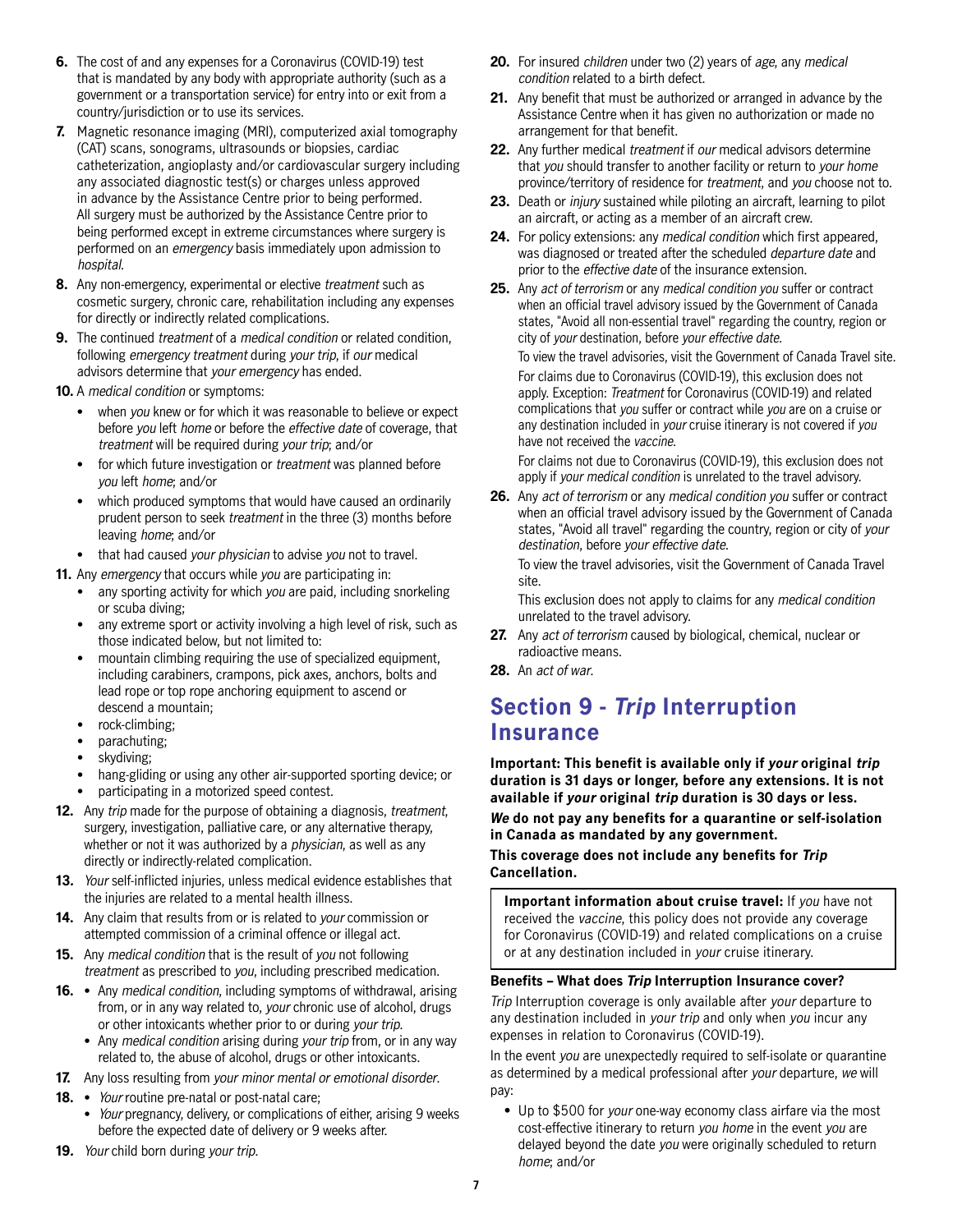6. The cost of and any expenses for a Coronavirus (COVID-19) test that is mandated by any body with appropriate authority (such as a government or a transportation service) for entry into or exit from a country/jurisdiction or to use its services.
7. Magnetic resonance imaging (MRI), computerized axial tomography (CAT) scans, sonograms, ultrasounds or biopsies, cardiac catheterization, angioplasty and/or cardiovascular surgery including any associated diagnostic test(s) or charges unless approved in advance by the Assistance Centre prior to being performed. All surgery must be authorized by the Assistance Centre prior to being performed except in extreme circumstances where surgery is performed on an *emergency* basis immediately upon admission to *hospital*.
8. Any non-emergency, experimental or elective *treatment* such as cosmetic surgery, chronic care, rehabilitation including any expenses for directly or indirectly related complications.
9. The continued *treatment* of a *medical condition* or related condition, following *emergency treatment* during *your trip*, if *our* medical advisors determine that *your emergency* has ended.
10. A *medical condition* or symptoms:
    - when *you* knew or for which it was reasonable to believe or expect before *you* left *home* or before the *effective date* of coverage, that *treatment* will be required during *your trip*; and/or
    - for which future investigation or *treatment* was planned before *you* left *home*; and/or
    - which produced symptoms that would have caused an ordinarily prudent person to seek *treatment* in the three (3) months before leaving *home*; and/or
    - that had caused *your physician* to advise *you* not to travel.
11. Any *emergency* that occurs while *you* are participating in:
    - any sporting activity for which *you* are paid, including snorkeling or scuba diving;
    - any extreme sport or activity involving a high level of risk, such as those indicated below, but not limited to:
    - mountain climbing requiring the use of specialized equipment, including carabiners, crampons, pick axes, anchors, bolts and lead rope or top rope anchoring equipment to ascend or descend a mountain;
    - rock-climbing;
    - parachuting;
    - skydiving;
    - hang-gliding or using any other air-supported sporting device; or
    - participating in a motorized speed contest.
12. Any *trip* made for the purpose of obtaining a diagnosis, *treatment*, surgery, investigation, palliative care, or any alternative therapy, whether or not it was authorized by a *physician*, as well as any directly or indirectly-related complication.
13. *Your* self-inflicted injuries, unless medical evidence establishes that the injuries are related to a mental health illness.
14. Any claim that results from or is related to *your* commission or attempted commission of a criminal offence or illegal act.
15. Any *medical condition* that is the result of *you* not following *treatment* as prescribed to *you*, including prescribed medication.
16. 
    - Any *medical condition*, including symptoms of withdrawal, arising from, or in any way related to, *your* chronic use of alcohol, drugs or other intoxicants whether prior to or during *your trip*.
    - Any *medical condition* arising during *your trip* from, or in any way related to, the abuse of alcohol, drugs or other intoxicants.
17. Any loss resulting from *your minor mental or emotional disorder*.
18. 
    - *Your* routine pre-natal or post-natal care;
    - *Your* pregnancy, delivery, or complications of either, arising 9 weeks before the expected date of delivery or 9 weeks after.
19. *Your* child born during *your trip*.
20. For insured *children* under two (2) years of *age*, any *medical condition* related to a birth defect.
21. Any benefit that must be authorized or arranged in advance by the Assistance Centre when it has given no authorization or made no arrangement for that benefit.
22. Any further medical *treatment* if *our* medical advisors determine that *you* should transfer to another facility or return to *your home* province/territory of residence for *treatment*, and *you* choose not to.
23. Death or *injury* sustained while piloting an aircraft, learning to pilot an aircraft, or acting as a member of an aircraft crew.
24. For policy extensions: any *medical condition* which first appeared, was diagnosed or treated after the scheduled *departure date* and prior to the *effective date* of the insurance extension.
25. Any *act of terrorism* or any *medical condition you* suffer or contract when an official travel advisory issued by the Government of Canada states, "Avoid all non-essential travel" regarding the country, region or city of *your* destination, before *your effective date*.

    To view the travel advisories, visit the Government of Canada Travel site.

    For claims due to Coronavirus (COVID-19), this exclusion does not apply. Exception: *Treatment* for Coronavirus (COVID-19) and related complications that *you* suffer or contract while *you* are on a cruise or any destination included in *your* cruise itinerary is not covered if *you* have not received the *vaccine*.

    For claims not due to Coronavirus (COVID-19), this exclusion does not apply if *your medical condition* is unrelated to the travel advisory.
26. Any *act of terrorism* or any *medical condition you* suffer or contract when an official travel advisory issued by the Government of Canada states, "Avoid all travel" regarding the country, region or city of *your destination*, before *your effective date*.

    To view the travel advisories, visit the Government of Canada Travel site.

    This exclusion does not apply to claims for any *medical condition* unrelated to the travel advisory.
27. Any *act of terrorism* caused by biological, chemical, nuclear or radioactive means.
28. An *act of war*.

## Section 9 - *Trip* Interruption Insurance

**Important: This benefit is available only if *your* original *trip* duration is 31 days or longer, before any extensions. It is not available if *your* original *trip* duration is 30 days or less.**

***We* do not pay any benefits for a quarantine or self-isolation in Canada as mandated by any government.**

**This coverage does not include any benefits for *Trip* Cancellation.**

> **Important information about cruise travel:** If *you* have not received the *vaccine*, this policy does not provide any coverage for Coronavirus (COVID-19) and related complications on a cruise or at any destination included in *your* cruise itinerary.

### Benefits – What does *Trip* Interruption Insurance cover?

*Trip* Interruption coverage is only available after *your* departure to any destination included in *your trip* and only when *you* incur any expenses in relation to Coronavirus (COVID-19).

In the event *you* are unexpectedly required to self-isolate or quarantine as determined by a medical professional after *your* departure, *we* will pay:

- Up to $500 for *your* one-way economy class airfare via the most cost-effective itinerary to return *you home* in the event *you* are delayed beyond the date *you* were originally scheduled to return *home*; and/or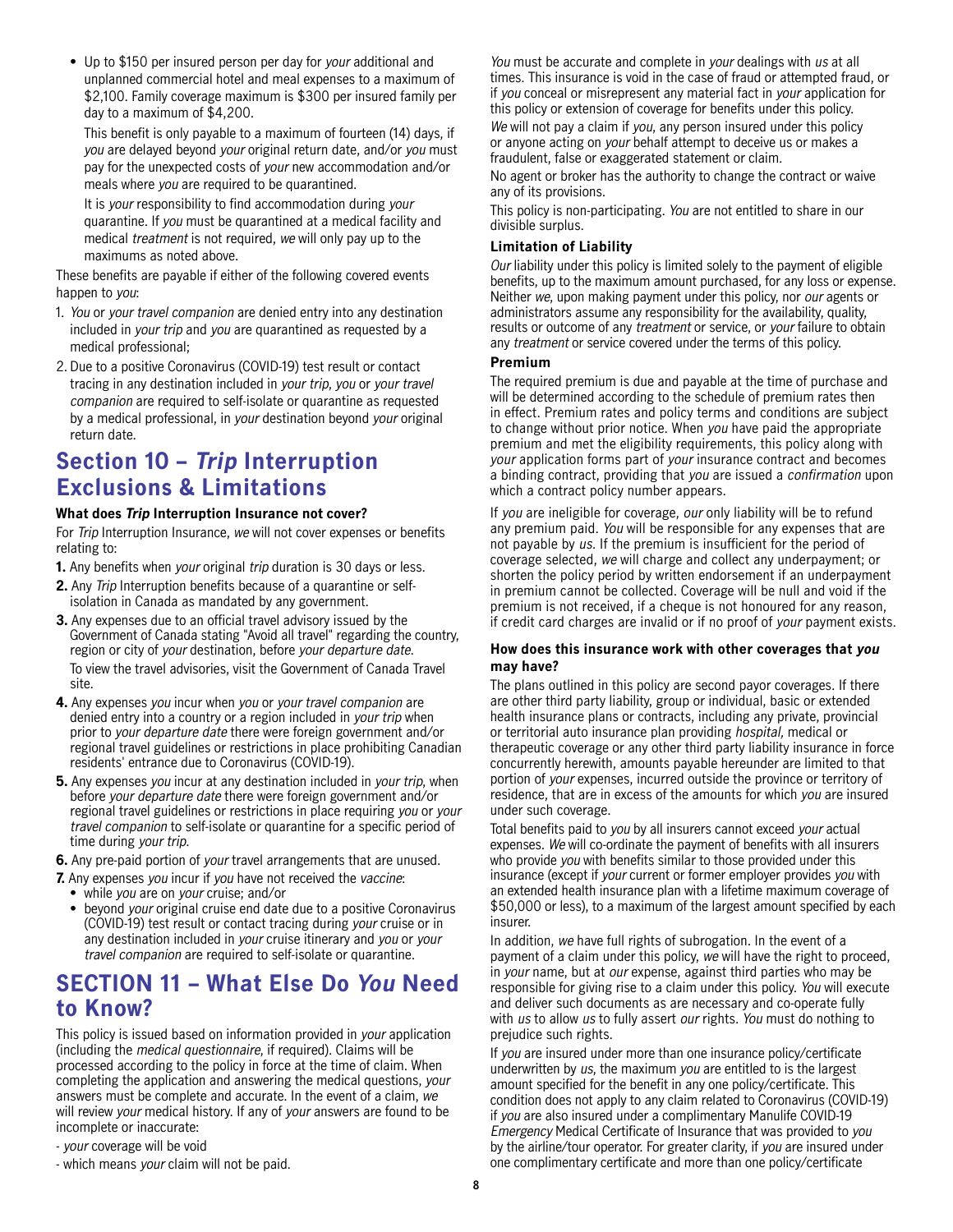- Up to $150 per insured person per day for *your* additional and unplanned commercial hotel and meal expenses to a maximum of $2,100. Family coverage maximum is $300 per insured family per day to a maximum of $4,200.

  This benefit is only payable to a maximum of fourteen (14) days, if *you* are delayed beyond *your* original return date, and/or *you* must pay for the unexpected costs of *your* new accommodation and/or meals where *you* are required to be quarantined.

  It is *your* responsibility to find accommodation during *your* quarantine. If *you* must be quarantined at a medical facility and medical *treatment* is not required, *we* will only pay up to the maximums as noted above.

These benefits are payable if either of the following covered events happen to *you*:

1. *You* or *your travel companion* are denied entry into any destination included in *your trip* and *you* are quarantined as requested by a medical professional;
2. Due to a positive Coronavirus (COVID-19) test result or contact tracing in any destination included in *your trip*, *you* or *your travel companion* are required to self-isolate or quarantine as requested by a medical professional, in *your* destination beyond *your* original return date.

## Section 10 – *Trip* Interruption Exclusions & Limitations

### What does *Trip* Interruption Insurance not cover?

For *Trip* Interruption Insurance, *we* will not cover expenses or benefits relating to:

**1.** Any benefits when *your* original *trip* duration is 30 days or less.

**2.** Any *Trip* Interruption benefits because of a quarantine or self-isolation in Canada as mandated by any government.

**3.** Any expenses due to an official travel advisory issued by the Government of Canada stating "Avoid all travel" regarding the country, region or city of *your* destination, before *your departure date*.
To view the travel advisories, visit the Government of Canada Travel site.

**4.** Any expenses *you* incur when *you* or *your travel companion* are denied entry into a country or a region included in *your trip* when prior to *your departure date* there were foreign government and/or regional travel guidelines or restrictions in place prohibiting Canadian residents' entrance due to Coronavirus (COVID-19).

**5.** Any expenses *you* incur at any destination included in *your trip*, when before *your departure date* there were foreign government and/or regional travel guidelines or restrictions in place requiring *you* or *your travel companion* to self-isolate or quarantine for a specific period of time during *your trip*.

**6.** Any pre-paid portion of *your* travel arrangements that are unused.

**7.** Any expenses *you* incur if *you* have not received the *vaccine*:
- while *you* are on *your* cruise; and/or
- beyond *your* original cruise end date due to a positive Coronavirus (COVID-19) test result or contact tracing during *your* cruise or in any destination included in *your* cruise itinerary and *you* or *your travel companion* are required to self-isolate or quarantine.

## SECTION 11 – What Else Do *You* Need to Know?

This policy is issued based on information provided in *your* application (including the *medical questionnaire*, if required). Claims will be processed according to the policy in force at the time of claim. When completing the application and answering the medical questions, *your* answers must be complete and accurate. In the event of a claim, *we* will review *your* medical history. If any of *your* answers are found to be incomplete or inaccurate:

- *your* coverage will be void
- which means *your* claim will not be paid.

*You* must be accurate and complete in *your* dealings with *us* at all times. This insurance is void in the case of fraud or attempted fraud, or if *you* conceal or misrepresent any material fact in *your* application for this policy or extension of coverage for benefits under this policy.

*We* will not pay a claim if *you*, any person insured under this policy or anyone acting on *your* behalf attempt to deceive us or makes a fraudulent, false or exaggerated statement or claim.

No agent or broker has the authority to change the contract or waive any of its provisions.

This policy is non-participating. *You* are not entitled to share in our divisible surplus.

### Limitation of Liability

*Our* liability under this policy is limited solely to the payment of eligible benefits, up to the maximum amount purchased, for any loss or expense. Neither *we*, upon making payment under this policy, nor *our* agents or administrators assume any responsibility for the availability, quality, results or outcome of any *treatment* or service, or *your* failure to obtain any *treatment* or service covered under the terms of this policy.

### Premium

The required premium is due and payable at the time of purchase and will be determined according to the schedule of premium rates then in effect. Premium rates and policy terms and conditions are subject to change without prior notice. When *you* have paid the appropriate premium and met the eligibility requirements, this policy along with *your* application forms part of *your* insurance contract and becomes a binding contract, providing that *you* are issued a *confirmation* upon which a contract policy number appears.

If *you* are ineligible for coverage, *our* only liability will be to refund any premium paid. *You* will be responsible for any expenses that are not payable by *us*. If the premium is insufficient for the period of coverage selected, *we* will charge and collect any underpayment; or shorten the policy period by written endorsement if an underpayment in premium cannot be collected. Coverage will be null and void if the premium is not received, if a cheque is not honoured for any reason, if credit card charges are invalid or if no proof of *your* payment exists.

### How does this insurance work with other coverages that *you* may have?

The plans outlined in this policy are second payor coverages. If there are other third party liability, group or individual, basic or extended health insurance plans or contracts, including any private, provincial or territorial auto insurance plan providing *hospital*, medical or therapeutic coverage or any other third party liability insurance in force concurrently herewith, amounts payable hereunder are limited to that portion of *your* expenses, incurred outside the province or territory of residence, that are in excess of the amounts for which *you* are insured under such coverage.

Total benefits paid to *you* by all insurers cannot exceed *your* actual expenses. *We* will co-ordinate the payment of benefits with all insurers who provide *you* with benefits similar to those provided under this insurance (except if *your* current or former employer provides *you* with an extended health insurance plan with a lifetime maximum coverage of $50,000 or less), to a maximum of the largest amount specified by each insurer.

In addition, *we* have full rights of subrogation. In the event of a payment of a claim under this policy, *we* will have the right to proceed, in *your* name, but at *our* expense, against third parties who may be responsible for giving rise to a claim under this policy. *You* will execute and deliver such documents as are necessary and co-operate fully with *us* to allow *us* to fully assert *our* rights. *You* must do nothing to prejudice such rights.

If *you* are insured under more than one insurance policy/certificate underwritten by *us*, the maximum *you* are entitled to is the largest amount specified for the benefit in any one policy/certificate. This condition does not apply to any claim related to Coronavirus (COVID-19) if *you* are also insured under a complimentary Manulife COVID-19 *Emergency* Medical Certificate of Insurance that was provided to *you* by the airline/tour operator. For greater clarity, if *you* are insured under one complimentary certificate and more than one policy/certificate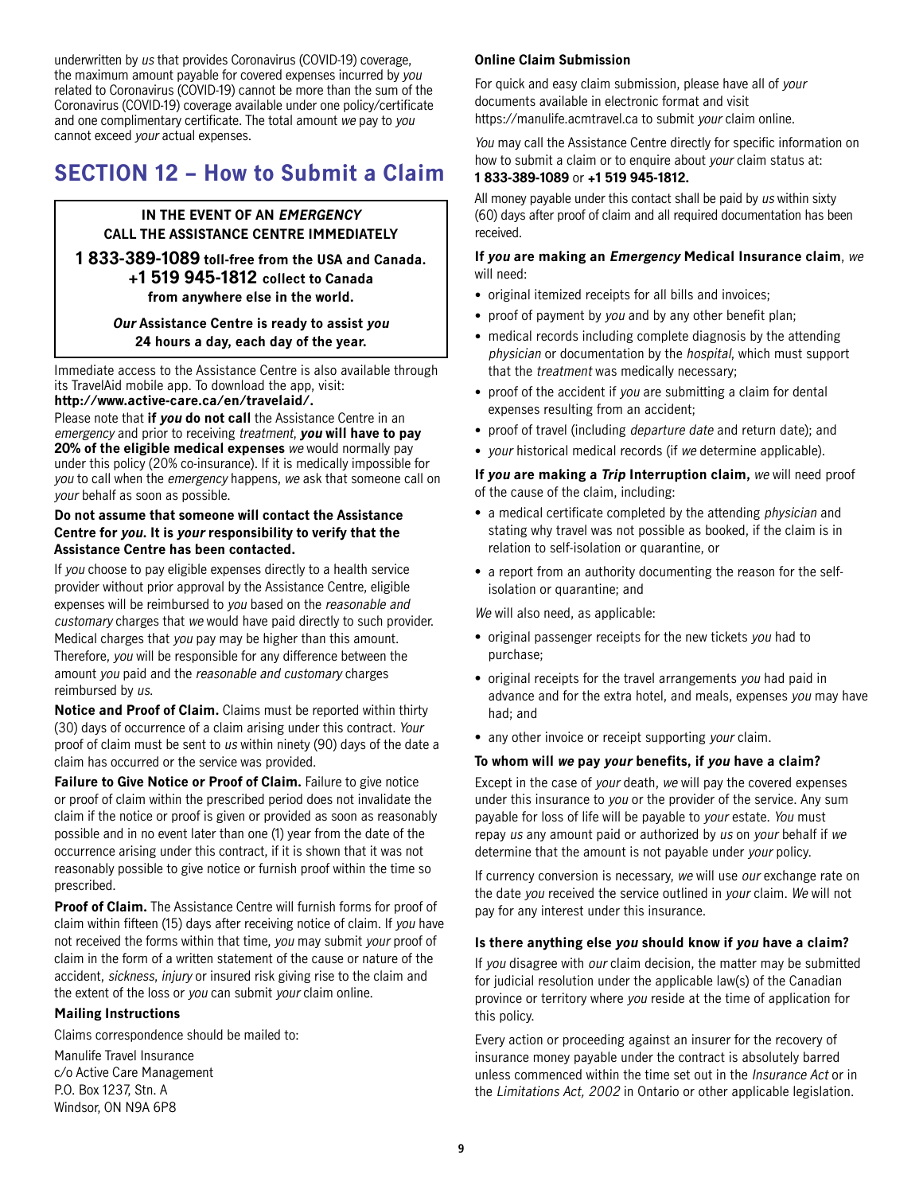underwritten by *us* that provides Coronavirus (COVID-19) coverage, the maximum amount payable for covered expenses incurred by *you* related to Coronavirus (COVID-19) cannot be more than the sum of the Coronavirus (COVID-19) coverage available under one policy/certificate and one complimentary certificate. The total amount *we* pay to *you* cannot exceed *your* actual expenses.

# SECTION 12 – How to Submit a Claim

**IN THE EVENT OF AN *EMERGENCY***
**CALL THE ASSISTANCE CENTRE IMMEDIATELY**

**1 833-389-1089 toll-free from the USA and Canada.**
**+1 519 945-1812 collect to Canada from anywhere else in the world.**

***Our* Assistance Centre is ready to assist *you* 24 hours a day, each day of the year.**

Immediate access to the Assistance Centre is also available through its TravelAid mobile app. To download the app, visit: **http://www.active-care.ca/en/travelaid/.**

Please note that **if *you* do not call** the Assistance Centre in an *emergency* and prior to receiving *treatment*, ***you* will have to pay 20% of the eligible medical expenses** *we* would normally pay under this policy (20% co-insurance). If it is medically impossible for *you* to call when the *emergency* happens, *we* ask that someone call on *your* behalf as soon as possible.

**Do not assume that someone will contact the Assistance Centre for *you*. It is *your* responsibility to verify that the Assistance Centre has been contacted.**

If *you* choose to pay eligible expenses directly to a health service provider without prior approval by the Assistance Centre, eligible expenses will be reimbursed to *you* based on the *reasonable and customary* charges that *we* would have paid directly to such provider. Medical charges that *you* pay may be higher than this amount. Therefore, *you* will be responsible for any difference between the amount *you* paid and the *reasonable and customary* charges reimbursed by *us*.

**Notice and Proof of Claim.** Claims must be reported within thirty (30) days of occurrence of a claim arising under this contract. *Your* proof of claim must be sent to *us* within ninety (90) days of the date a claim has occurred or the service was provided.

**Failure to Give Notice or Proof of Claim.** Failure to give notice or proof of claim within the prescribed period does not invalidate the claim if the notice or proof is given or provided as soon as reasonably possible and in no event later than one (1) year from the date of the occurrence arising under this contract, if it is shown that it was not reasonably possible to give notice or furnish proof within the time so prescribed.

**Proof of Claim.** The Assistance Centre will furnish forms for proof of claim within fifteen (15) days after receiving notice of claim. If *you* have not received the forms within that time, *you* may submit *your* proof of claim in the form of a written statement of the cause or nature of the accident, *sickness*, *injury* or insured risk giving rise to the claim and the extent of the loss or *you* can submit *your* claim online.

**Mailing Instructions**

Claims correspondence should be mailed to:

Manulife Travel Insurance
c/o Active Care Management
P.O. Box 1237, Stn. A
Windsor, ON N9A 6P8

**Online Claim Submission**

For quick and easy claim submission, please have all of *your* documents available in electronic format and visit https://manulife.acmtravel.ca to submit *your* claim online.

*You* may call the Assistance Centre directly for specific information on how to submit a claim or to enquire about *your* claim status at: **1 833-389-1089** or **+1 519 945-1812.**

All money payable under this contact shall be paid by *us* within sixty (60) days after proof of claim and all required documentation has been received.

**If *you* are making an *Emergency* Medical Insurance claim**, *we* will need:

- original itemized receipts for all bills and invoices;
- proof of payment by *you* and by any other benefit plan;
- medical records including complete diagnosis by the attending *physician* or documentation by the *hospital*, which must support that the *treatment* was medically necessary;
- proof of the accident if *you* are submitting a claim for dental expenses resulting from an accident;
- proof of travel (including *departure date* and return date); and
- *your* historical medical records (if *we* determine applicable).

**If *you* are making a *Trip* Interruption claim,** *we* will need proof of the cause of the claim, including:

- a medical certificate completed by the attending *physician* and stating why travel was not possible as booked, if the claim is in relation to self-isolation or quarantine, or
- a report from an authority documenting the reason for the self-isolation or quarantine; and

*We* will also need, as applicable:

- original passenger receipts for the new tickets *you* had to purchase;
- original receipts for the travel arrangements *you* had paid in advance and for the extra hotel, and meals, expenses *you* may have had; and
- any other invoice or receipt supporting *your* claim.

**To whom will *we* pay *your* benefits, if *you* have a claim?**

Except in the case of *your* death, *we* will pay the covered expenses under this insurance to *you* or the provider of the service. Any sum payable for loss of life will be payable to *your* estate. *You* must repay *us* any amount paid or authorized by *us* on *your* behalf if *we* determine that the amount is not payable under *your* policy.

If currency conversion is necessary, *we* will use *our* exchange rate on the date *you* received the service outlined in *your* claim. *We* will not pay for any interest under this insurance.

**Is there anything else *you* should know if *you* have a claim?**

If *you* disagree with *our* claim decision, the matter may be submitted for judicial resolution under the applicable law(s) of the Canadian province or territory where *you* reside at the time of application for this policy.

Every action or proceeding against an insurer for the recovery of insurance money payable under the contract is absolutely barred unless commenced within the time set out in the *Insurance Act* or in the *Limitations Act, 2002* in Ontario or other applicable legislation.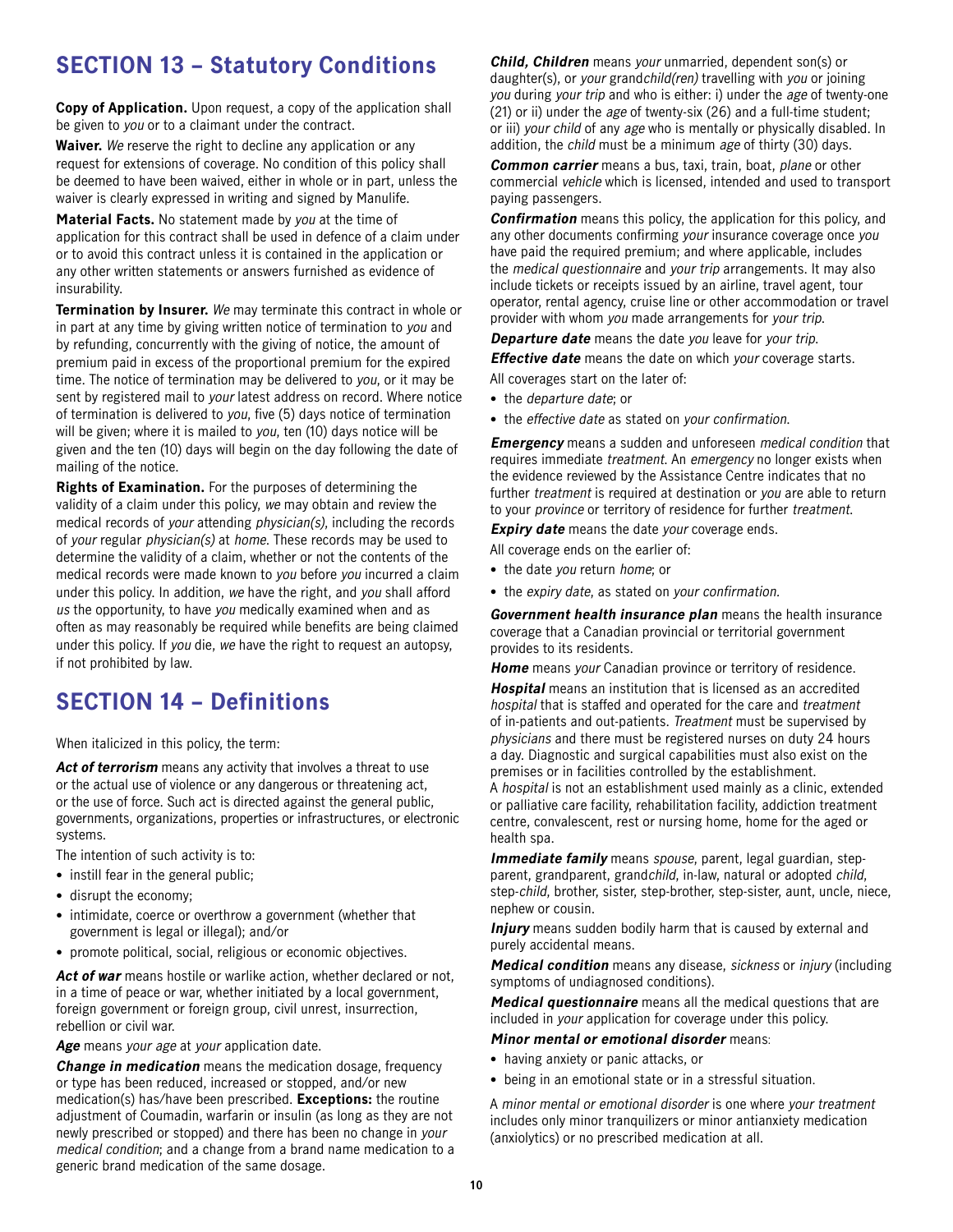## SECTION 13 – Statutory Conditions

**Copy of Application.** Upon request, a copy of the application shall be given to *you* or to a claimant under the contract.

**Waiver.** *We* reserve the right to decline any application or any request for extensions of coverage. No condition of this policy shall be deemed to have been waived, either in whole or in part, unless the waiver is clearly expressed in writing and signed by Manulife.

**Material Facts.** No statement made by *you* at the time of application for this contract shall be used in defence of a claim under or to avoid this contract unless it is contained in the application or any other written statements or answers furnished as evidence of insurability.

**Termination by Insurer.** *We* may terminate this contract in whole or in part at any time by giving written notice of termination to *you* and by refunding, concurrently with the giving of notice, the amount of premium paid in excess of the proportional premium for the expired time. The notice of termination may be delivered to *you*, or it may be sent by registered mail to *your* latest address on record. Where notice of termination is delivered to *you*, five (5) days notice of termination will be given; where it is mailed to *you*, ten (10) days notice will be given and the ten (10) days will begin on the day following the date of mailing of the notice.

**Rights of Examination.** For the purposes of determining the validity of a claim under this policy, *we* may obtain and review the medical records of *your* attending *physician(s)*, including the records of *your* regular *physician(s)* at *home*. These records may be used to determine the validity of a claim, whether or not the contents of the medical records were made known to *you* before *you* incurred a claim under this policy. In addition, *we* have the right, and *you* shall afford *us* the opportunity, to have *you* medically examined when and as often as may reasonably be required while benefits are being claimed under this policy. If *you* die, *we* have the right to request an autopsy, if not prohibited by law.

## SECTION 14 – Definitions

When italicized in this policy, the term:

***Act of terrorism*** means any activity that involves a threat to use or the actual use of violence or any dangerous or threatening act, or the use of force. Such act is directed against the general public, governments, organizations, properties or infrastructures, or electronic systems.

The intention of such activity is to:

- instill fear in the general public;
- disrupt the economy;
- intimidate, coerce or overthrow a government (whether that government is legal or illegal); and/or
- promote political, social, religious or economic objectives.

***Act of war*** means hostile or warlike action, whether declared or not, in a time of peace or war, whether initiated by a local government, foreign government or foreign group, civil unrest, insurrection, rebellion or civil war.

***Age*** means *your age* at *your* application date.

***Change in medication*** means the medication dosage, frequency or type has been reduced, increased or stopped, and/or new medication(s) has/have been prescribed. **Exceptions:** the routine adjustment of Coumadin, warfarin or insulin (as long as they are not newly prescribed or stopped) and there has been no change in *your medical condition*; and a change from a brand name medication to a generic brand medication of the same dosage.

***Child, Children*** means *your* unmarried, dependent son(s) or daughter(s), or *your* grand*child(ren)* travelling with *you* or joining *you* during *your trip* and who is either: i) under the *age* of twenty-one (21) or ii) under the *age* of twenty-six (26) and a full-time student; or iii) *your child* of any *age* who is mentally or physically disabled. In addition, the *child* must be a minimum *age* of thirty (30) days.

***Common carrier*** means a bus, taxi, train, boat, *plane* or other commercial *vehicle* which is licensed, intended and used to transport paying passengers.

***Confirmation*** means this policy, the application for this policy, and any other documents confirming *your* insurance coverage once *you* have paid the required premium; and where applicable, includes the *medical questionnaire* and *your trip* arrangements. It may also include tickets or receipts issued by an airline, travel agent, tour operator, rental agency, cruise line or other accommodation or travel provider with whom *you* made arrangements for *your trip*.

***Departure date*** means the date *you* leave for *your trip*.

***Effective date*** means the date on which *your* coverage starts.

All coverages start on the later of:

- the *departure date*; or
- the *effective date* as stated on *your confirmation*.

***Emergency*** means a sudden and unforeseen *medical condition* that requires immediate *treatment*. An *emergency* no longer exists when the evidence reviewed by the Assistance Centre indicates that no further *treatment* is required at destination or *you* are able to return to *your province* or territory of residence for further *treatment*.

***Expiry date*** means the date *your* coverage ends.

All coverage ends on the earlier of:

- the date *you* return *home*; or
- the *expiry date*, as stated on *your confirmation*.

***Government health insurance plan*** means the health insurance coverage that a Canadian provincial or territorial government provides to its residents.

***Home*** means *your* Canadian province or territory of residence.

***Hospital*** means an institution that is licensed as an accredited *hospital* that is staffed and operated for the care and *treatment* of in-patients and out-patients. *Treatment* must be supervised by *physicians* and there must be registered nurses on duty 24 hours a day. Diagnostic and surgical capabilities must also exist on the premises or in facilities controlled by the establishment.
A *hospital* is not an establishment used mainly as a clinic, extended or palliative care facility, rehabilitation facility, addiction treatment centre, convalescent, rest or nursing home, home for the aged or health spa.

***Immediate family*** means *spouse*, parent, legal guardian, step-parent, grandparent, grand*child*, in-law, natural or adopted *child*, step-*child*, brother, sister, step-brother, step-sister, aunt, uncle, niece, nephew or cousin.

***Injury*** means sudden bodily harm that is caused by external and purely accidental means.

***Medical condition*** means any disease, *sickness* or *injury* (including symptoms of undiagnosed conditions).

***Medical questionnaire*** means all the medical questions that are included in *your* application for coverage under this policy.

***Minor mental or emotional disorder*** means:

- having anxiety or panic attacks, or
- being in an emotional state or in a stressful situation.

A *minor mental or emotional disorder* is one where *your treatment* includes only minor tranquilizers or minor antianxiety medication (anxiolytics) or no prescribed medication at all.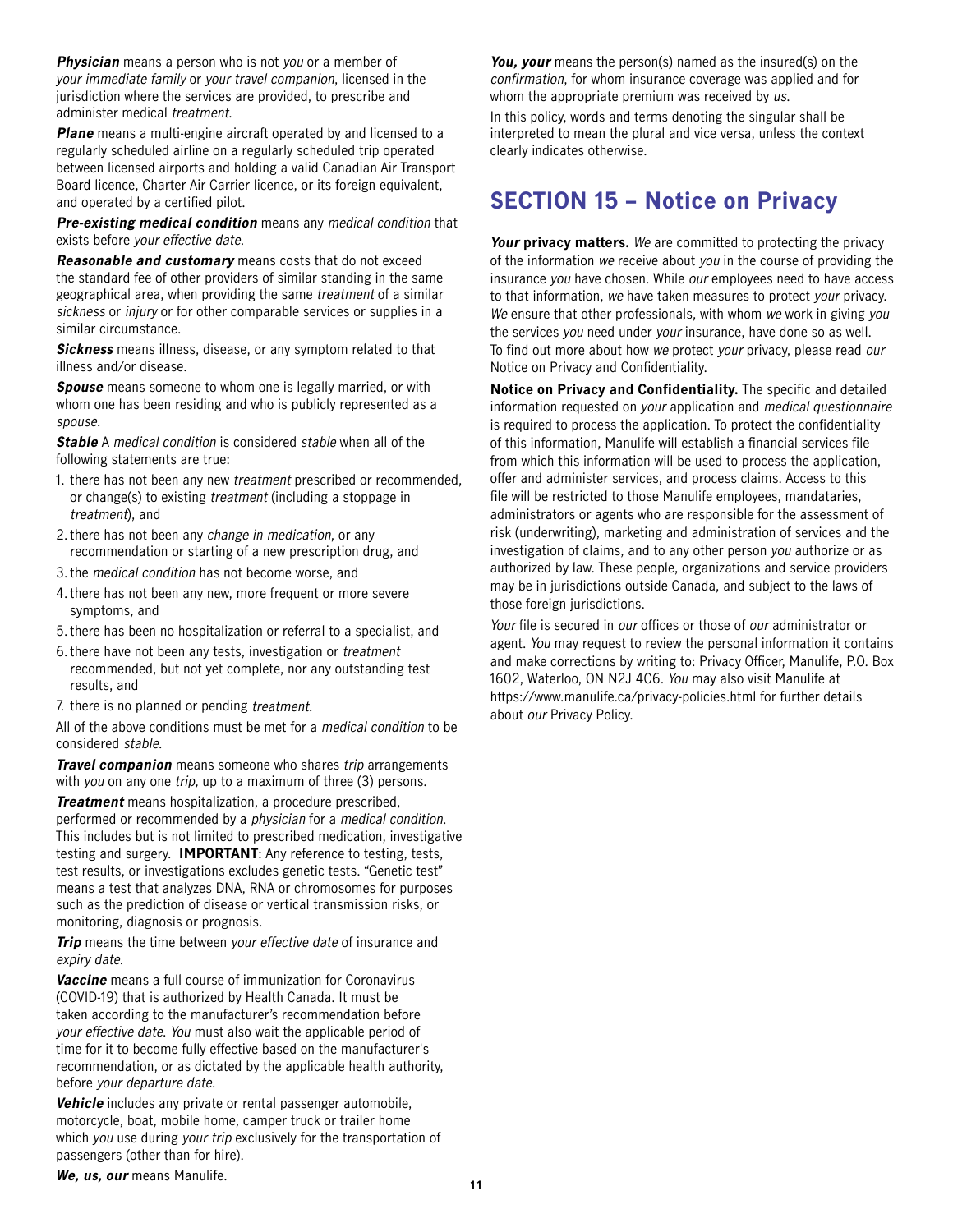***Physician*** means a person who is not *you* or a member of *your immediate family* or *your travel companion*, licensed in the jurisdiction where the services are provided, to prescribe and administer medical *treatment*.

***Plane*** means a multi-engine aircraft operated by and licensed to a regularly scheduled airline on a regularly scheduled trip operated between licensed airports and holding a valid Canadian Air Transport Board licence, Charter Air Carrier licence, or its foreign equivalent, and operated by a certified pilot.

***Pre-existing medical condition*** means any *medical condition* that exists before *your effective date*.

***Reasonable and customary*** means costs that do not exceed the standard fee of other providers of similar standing in the same geographical area, when providing the same *treatment* of a similar *sickness* or *injury* or for other comparable services or supplies in a similar circumstance.

***Sickness*** means illness, disease, or any symptom related to that illness and/or disease.

***Spouse*** means someone to whom one is legally married, or with whom one has been residing and who is publicly represented as a *spouse*.

***Stable*** A *medical condition* is considered *stable* when all of the following statements are true:

1. there has not been any new *treatment* prescribed or recommended, or change(s) to existing *treatment* (including a stoppage in *treatment*), and
2. there has not been any *change in medication*, or any recommendation or starting of a new prescription drug, and
3. the *medical condition* has not become worse, and
4. there has not been any new, more frequent or more severe symptoms, and
5. there has been no hospitalization or referral to a specialist, and
6. there have not been any tests, investigation or *treatment* recommended, but not yet complete, nor any outstanding test results, and
7. there is no planned or pending *treatment*.

All of the above conditions must be met for a *medical condition* to be considered *stable*.

***Travel companion*** means someone who shares *trip* arrangements with *you* on any one *trip,* up to a maximum of three (3) persons.

***Treatment*** means hospitalization, a procedure prescribed, performed or recommended by a *physician* for a *medical condition*. This includes but is not limited to prescribed medication, investigative testing and surgery. **IMPORTANT**: Any reference to testing, tests, test results, or investigations excludes genetic tests. "Genetic test" means a test that analyzes DNA, RNA or chromosomes for purposes such as the prediction of disease or vertical transmission risks, or monitoring, diagnosis or prognosis.

***Trip*** means the time between *your effective date* of insurance and *expiry date*.

***Vaccine*** means a full course of immunization for Coronavirus (COVID-19) that is authorized by Health Canada. It must be taken according to the manufacturer's recommendation before *your effective date*. *You* must also wait the applicable period of time for it to become fully effective based on the manufacturer's recommendation, or as dictated by the applicable health authority, before *your departure date*.

***Vehicle*** includes any private or rental passenger automobile, motorcycle, boat, mobile home, camper truck or trailer home which *you* use during *your trip* exclusively for the transportation of passengers (other than for hire).

***We, us, our*** means Manulife.

***You, your*** means the person(s) named as the insured(s) on the *confirmation*, for whom insurance coverage was applied and for whom the appropriate premium was received by *us*.

In this policy, words and terms denoting the singular shall be interpreted to mean the plural and vice versa, unless the context clearly indicates otherwise.

## SECTION 15 – Notice on Privacy

***Your*** **privacy matters.** *We* are committed to protecting the privacy of the information *we* receive about *you* in the course of providing the insurance *you* have chosen. While *our* employees need to have access to that information, *we* have taken measures to protect *your* privacy. *We* ensure that other professionals, with whom *we* work in giving *you* the services *you* need under *your* insurance, have done so as well. To find out more about how *we* protect *your* privacy, please read *our* Notice on Privacy and Confidentiality.

**Notice on Privacy and Confidentiality.** The specific and detailed information requested on *your* application and *medical questionnaire* is required to process the application. To protect the confidentiality of this information, Manulife will establish a financial services file from which this information will be used to process the application, offer and administer services, and process claims. Access to this file will be restricted to those Manulife employees, mandataries, administrators or agents who are responsible for the assessment of risk (underwriting), marketing and administration of services and the investigation of claims, and to any other person *you* authorize or as authorized by law. These people, organizations and service providers may be in jurisdictions outside Canada, and subject to the laws of those foreign jurisdictions.

*Your* file is secured in *our* offices or those of *our* administrator or agent. *You* may request to review the personal information it contains and make corrections by writing to: Privacy Officer, Manulife, P.O. Box 1602, Waterloo, ON N2J 4C6. *You* may also visit Manulife at https://www.manulife.ca/privacy-policies.html for further details about *our* Privacy Policy.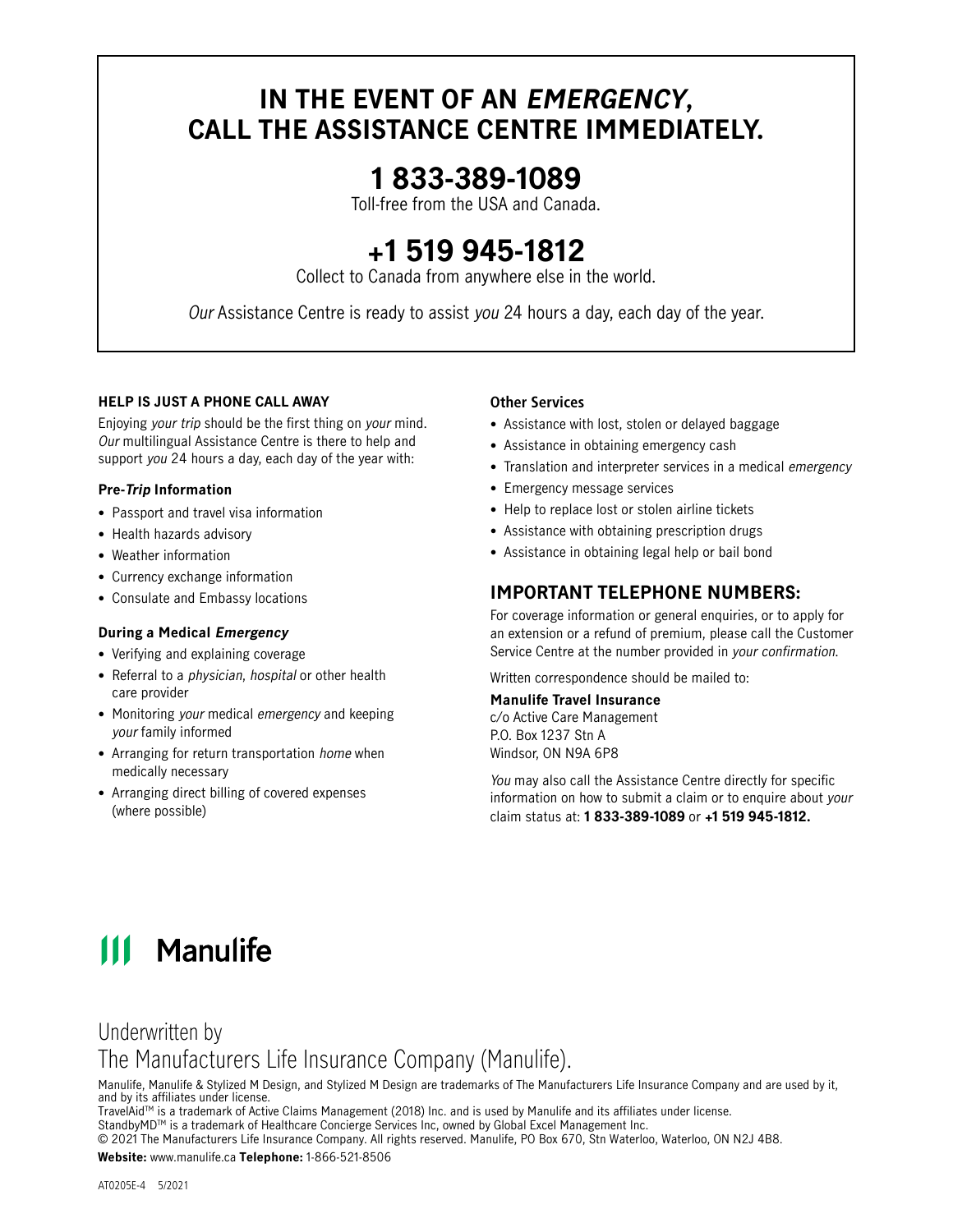# IN THE EVENT OF AN *EMERGENCY*, CALL THE ASSISTANCE CENTRE IMMEDIATELY.

## 1 833-389-1089

Toll-free from the USA and Canada.

## +1 519 945-1812

Collect to Canada from anywhere else in the world.

*Our* Assistance Centre is ready to assist *you* 24 hours a day, each day of the year.

### HELP IS JUST A PHONE CALL AWAY

Enjoying *your trip* should be the first thing on *your* mind. *Our* multilingual Assistance Centre is there to help and support *you* 24 hours a day, each day of the year with:

**Pre-*Trip* Information**

- Passport and travel visa information
- Health hazards advisory
- Weather information
- Currency exchange information
- Consulate and Embassy locations

**During a Medical *Emergency***

- Verifying and explaining coverage
- Referral to a *physician*, *hospital* or other health care provider
- Monitoring *your* medical *emergency* and keeping *your* family informed
- Arranging for return transportation *home* when medically necessary
- Arranging direct billing of covered expenses (where possible)

**Other Services**

- Assistance with lost, stolen or delayed baggage
- Assistance in obtaining emergency cash
- Translation and interpreter services in a medical *emergency*
- Emergency message services
- Help to replace lost or stolen airline tickets
- Assistance with obtaining prescription drugs
- Assistance in obtaining legal help or bail bond

### IMPORTANT TELEPHONE NUMBERS:

For coverage information or general enquiries, or to apply for an extension or a refund of premium, please call the Customer Service Centre at the number provided in *your confirmation*.

Written correspondence should be mailed to:

**Manulife Travel Insurance**
c/o Active Care Management
P.O. Box 1237 Stn A
Windsor, ON N9A 6P8

*You* may also call the Assistance Centre directly for specific information on how to submit a claim or to enquire about *your* claim status at: **1 833-389-1089** or **+1 519 945-1812.**

Manulife

Underwritten by
The Manufacturers Life Insurance Company (Manulife).

Manulife, Manulife & Stylized M Design, and Stylized M Design are trademarks of The Manufacturers Life Insurance Company and are used by it, and by its affiliates under license.
TravelAid™ is a trademark of Active Claims Management (2018) Inc. and is used by Manulife and its affiliates under license.
StandbyMD™ is a trademark of Healthcare Concierge Services Inc, owned by Global Excel Management Inc.
© 2021 The Manufacturers Life Insurance Company. All rights reserved. Manulife, PO Box 670, Stn Waterloo, Waterloo, ON N2J 4B8.

**Website:** www.manulife.ca **Telephone:** 1-866-521-8506

AT0205E-4 5/2021